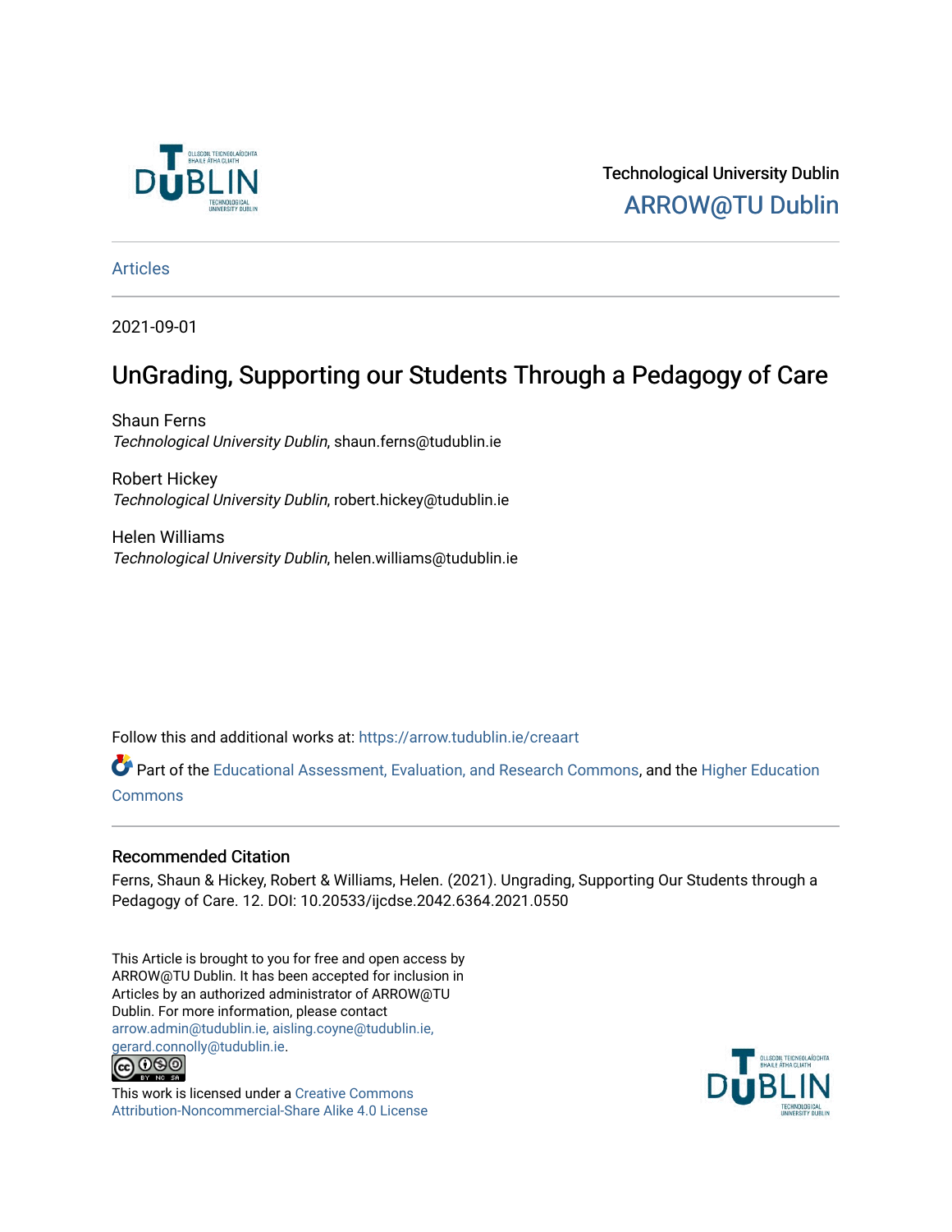Technological University Dublin

ARROW@TU Dublin

Articles

2021-09-01

# UnGrading, Supporting our Students Through a Pedagogy of Care

Shaun Ferns
*Technological University Dublin*, shaun.ferns@tudublin.ie

Robert Hickey
*Technological University Dublin*, robert.hickey@tudublin.ie

Helen Williams
*Technological University Dublin*, helen.williams@tudublin.ie

Follow this and additional works at: https://arrow.tudublin.ie/creaart

Part of the Educational Assessment, Evaluation, and Research Commons, and the Higher Education Commons

## Recommended Citation

Ferns, Shaun & Hickey, Robert & Williams, Helen. (2021). Ungrading, Supporting Our Students through a Pedagogy of Care. 12. DOI: 10.20533/ijcdse.2042.6364.2021.0550

This Article is brought to you for free and open access by ARROW@TU Dublin. It has been accepted for inclusion in Articles by an authorized administrator of ARROW@TU Dublin. For more information, please contact arrow.admin@tudublin.ie, aisling.coyne@tudublin.ie, gerard.connolly@tudublin.ie.

This work is licensed under a Creative Commons Attribution-Noncommercial-Share Alike 4.0 License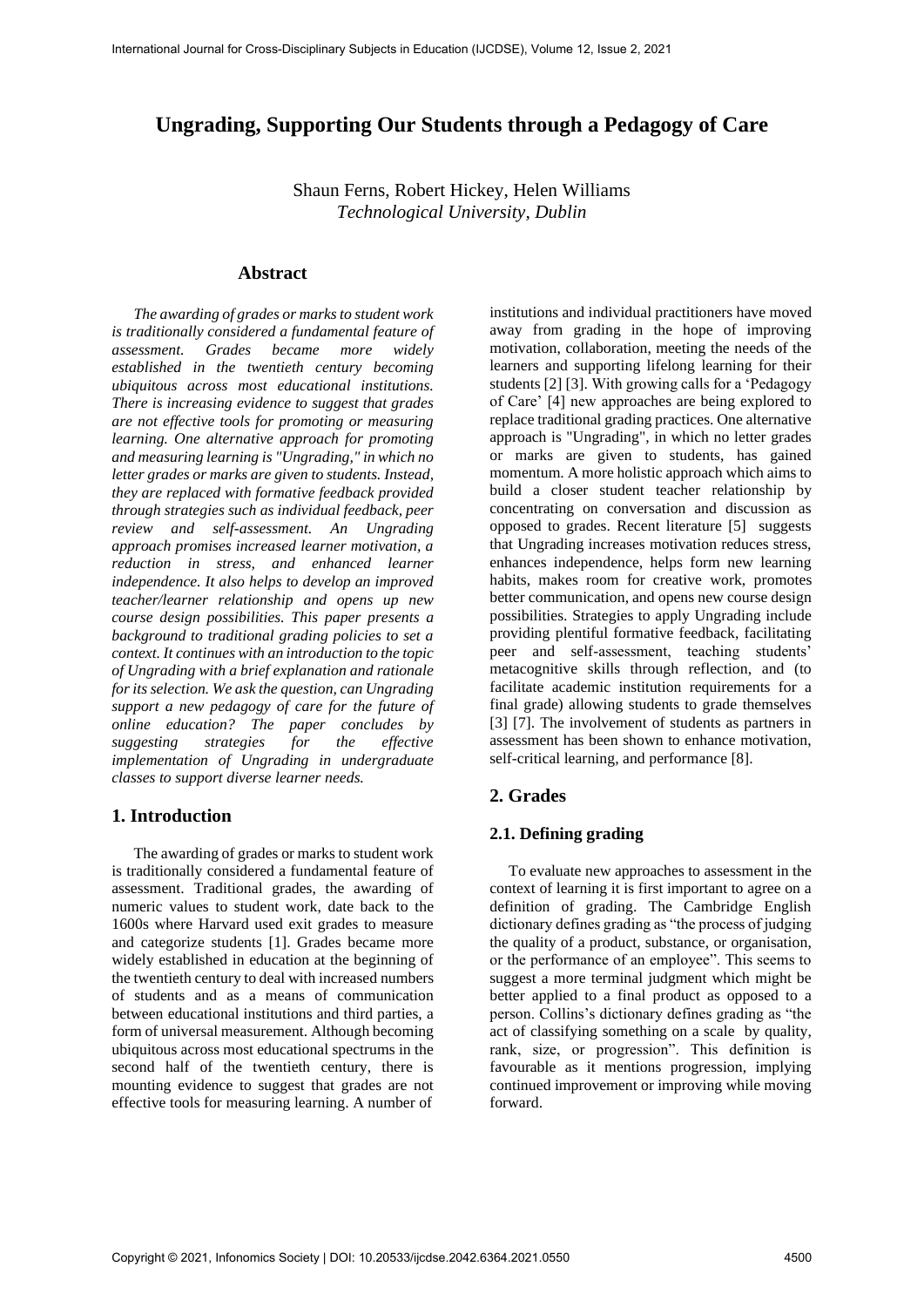# Ungrading, Supporting Our Students through a Pedagogy of Care

Shaun Ferns, Robert Hickey, Helen Williams
*Technological University, Dublin*

## Abstract

*The awarding of grades or marks to student work is traditionally considered a fundamental feature of assessment. Grades became more widely established in the twentieth century becoming ubiquitous across most educational institutions. There is increasing evidence to suggest that grades are not effective tools for promoting or measuring learning. One alternative approach for promoting and measuring learning is "Ungrading," in which no letter grades or marks are given to students. Instead, they are replaced with formative feedback provided through strategies such as individual feedback, peer review and self-assessment. An Ungrading approach promises increased learner motivation, a reduction in stress, and enhanced learner independence. It also helps to develop an improved teacher/learner relationship and opens up new course design possibilities. This paper presents a background to traditional grading policies to set a context. It continues with an introduction to the topic of Ungrading with a brief explanation and rationale for its selection. We ask the question, can Ungrading support a new pedagogy of care for the future of online education? The paper concludes by suggesting strategies for the effective implementation of Ungrading in undergraduate classes to support diverse learner needs.*

## 1. Introduction

The awarding of grades or marks to student work is traditionally considered a fundamental feature of assessment. Traditional grades, the awarding of numeric values to student work, date back to the 1600s where Harvard used exit grades to measure and categorize students [1]. Grades became more widely established in education at the beginning of the twentieth century to deal with increased numbers of students and as a means of communication between educational institutions and third parties, a form of universal measurement. Although becoming ubiquitous across most educational spectrums in the second half of the twentieth century, there is mounting evidence to suggest that grades are not effective tools for measuring learning. A number of institutions and individual practitioners have moved away from grading in the hope of improving motivation, collaboration, meeting the needs of the learners and supporting lifelong learning for their students [2] [3]. With growing calls for a 'Pedagogy of Care' [4] new approaches are being explored to replace traditional grading practices. One alternative approach is "Ungrading", in which no letter grades or marks are given to students, has gained momentum. A more holistic approach which aims to build a closer student teacher relationship by concentrating on conversation and discussion as opposed to grades. Recent literature [5] suggests that Ungrading increases motivation reduces stress, enhances independence, helps form new learning habits, makes room for creative work, promotes better communication, and opens new course design possibilities. Strategies to apply Ungrading include providing plentiful formative feedback, facilitating peer and self-assessment, teaching students' metacognitive skills through reflection, and (to facilitate academic institution requirements for a final grade) allowing students to grade themselves [3] [7]. The involvement of students as partners in assessment has been shown to enhance motivation, self-critical learning, and performance [8].

## 2. Grades

### 2.1. Defining grading

To evaluate new approaches to assessment in the context of learning it is first important to agree on a definition of grading. The Cambridge English dictionary defines grading as "the process of judging the quality of a product, substance, or organisation, or the performance of an employee". This seems to suggest a more terminal judgment which might be better applied to a final product as opposed to a person. Collins's dictionary defines grading as "the act of classifying something on a scale by quality, rank, size, or progression". This definition is favourable as it mentions progression, implying continued improvement or improving while moving forward.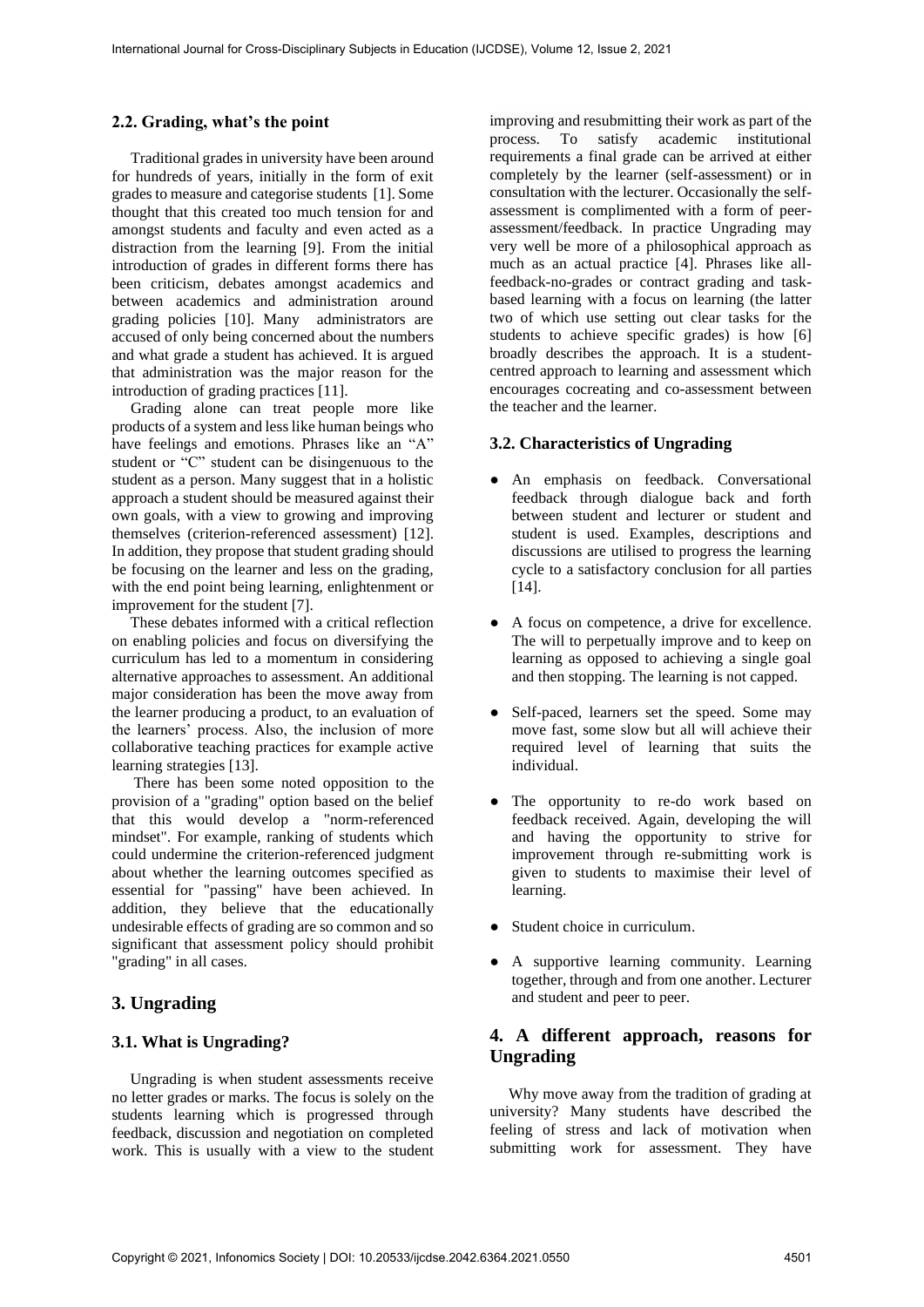### 2.2. Grading, what's the point

Traditional grades in university have been around for hundreds of years, initially in the form of exit grades to measure and categorise students [1]. Some thought that this created too much tension for and amongst students and faculty and even acted as a distraction from the learning [9]. From the initial introduction of grades in different forms there has been criticism, debates amongst academics and between academics and administration around grading policies [10]. Many administrators are accused of only being concerned about the numbers and what grade a student has achieved. It is argued that administration was the major reason for the introduction of grading practices [11].

Grading alone can treat people more like products of a system and less like human beings who have feelings and emotions. Phrases like an "A" student or "C" student can be disingenuous to the student as a person. Many suggest that in a holistic approach a student should be measured against their own goals, with a view to growing and improving themselves (criterion-referenced assessment) [12]. In addition, they propose that student grading should be focusing on the learner and less on the grading, with the end point being learning, enlightenment or improvement for the student [7].

These debates informed with a critical reflection on enabling policies and focus on diversifying the curriculum has led to a momentum in considering alternative approaches to assessment. An additional major consideration has been the move away from the learner producing a product, to an evaluation of the learners' process. Also, the inclusion of more collaborative teaching practices for example active learning strategies [13].

There has been some noted opposition to the provision of a "grading" option based on the belief that this would develop a "norm-referenced mindset". For example, ranking of students which could undermine the criterion-referenced judgment about whether the learning outcomes specified as essential for "passing" have been achieved. In addition, they believe that the educationally undesirable effects of grading are so common and so significant that assessment policy should prohibit "grading" in all cases.

## 3. Ungrading

### 3.1. What is Ungrading?

Ungrading is when student assessments receive no letter grades or marks. The focus is solely on the students learning which is progressed through feedback, discussion and negotiation on completed work. This is usually with a view to the student improving and resubmitting their work as part of the process. To satisfy academic institutional requirements a final grade can be arrived at either completely by the learner (self-assessment) or in consultation with the lecturer. Occasionally the self-assessment is complimented with a form of peer-assessment/feedback. In practice Ungrading may very well be more of a philosophical approach as much as an actual practice [4]. Phrases like all-feedback-no-grades or contract grading and task-based learning with a focus on learning (the latter two of which use setting out clear tasks for the students to achieve specific grades) is how [6] broadly describes the approach. It is a student-centred approach to learning and assessment which encourages cocreating and co-assessment between the teacher and the learner.

### 3.2. Characteristics of Ungrading

- An emphasis on feedback. Conversational feedback through dialogue back and forth between student and lecturer or student and student is used. Examples, descriptions and discussions are utilised to progress the learning cycle to a satisfactory conclusion for all parties [14].
- A focus on competence, a drive for excellence. The will to perpetually improve and to keep on learning as opposed to achieving a single goal and then stopping. The learning is not capped.
- Self-paced, learners set the speed. Some may move fast, some slow but all will achieve their required level of learning that suits the individual.
- The opportunity to re-do work based on feedback received. Again, developing the will and having the opportunity to strive for improvement through re-submitting work is given to students to maximise their level of learning.
- Student choice in curriculum.
- A supportive learning community. Learning together, through and from one another. Lecturer and student and peer to peer.

## 4. A different approach, reasons for Ungrading

Why move away from the tradition of grading at university? Many students have described the feeling of stress and lack of motivation when submitting work for assessment. They have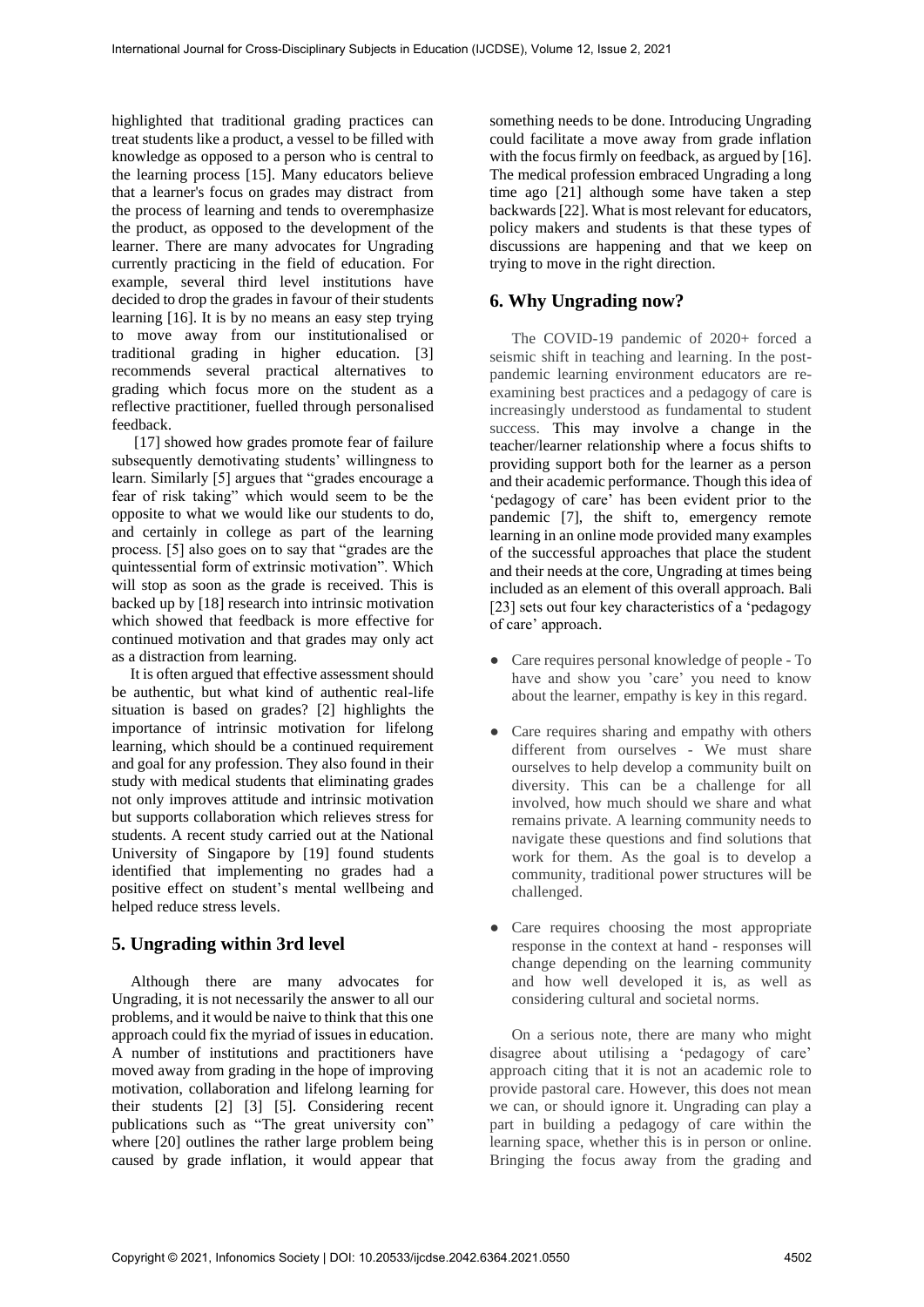highlighted that traditional grading practices can treat students like a product, a vessel to be filled with knowledge as opposed to a person who is central to the learning process [15]. Many educators believe that a learner's focus on grades may distract from the process of learning and tends to overemphasize the product, as opposed to the development of the learner. There are many advocates for Ungrading currently practicing in the field of education. For example, several third level institutions have decided to drop the grades in favour of their students learning [16]. It is by no means an easy step trying to move away from our institutionalised or traditional grading in higher education. [3] recommends several practical alternatives to grading which focus more on the student as a reflective practitioner, fuelled through personalised feedback.

[17] showed how grades promote fear of failure subsequently demotivating students' willingness to learn. Similarly [5] argues that "grades encourage a fear of risk taking" which would seem to be the opposite to what we would like our students to do, and certainly in college as part of the learning process. [5] also goes on to say that "grades are the quintessential form of extrinsic motivation". Which will stop as soon as the grade is received. This is backed up by [18] research into intrinsic motivation which showed that feedback is more effective for continued motivation and that grades may only act as a distraction from learning.

It is often argued that effective assessment should be authentic, but what kind of authentic real-life situation is based on grades? [2] highlights the importance of intrinsic motivation for lifelong learning, which should be a continued requirement and goal for any profession. They also found in their study with medical students that eliminating grades not only improves attitude and intrinsic motivation but supports collaboration which relieves stress for students. A recent study carried out at the National University of Singapore by [19] found students identified that implementing no grades had a positive effect on student's mental wellbeing and helped reduce stress levels.

## 5. Ungrading within 3rd level

Although there are many advocates for Ungrading, it is not necessarily the answer to all our problems, and it would be naive to think that this one approach could fix the myriad of issues in education. A number of institutions and practitioners have moved away from grading in the hope of improving motivation, collaboration and lifelong learning for their students [2] [3] [5]. Considering recent publications such as "The great university con" where [20] outlines the rather large problem being caused by grade inflation, it would appear that something needs to be done. Introducing Ungrading could facilitate a move away from grade inflation with the focus firmly on feedback, as argued by [16]. The medical profession embraced Ungrading a long time ago [21] although some have taken a step backwards [22]. What is most relevant for educators, policy makers and students is that these types of discussions are happening and that we keep on trying to move in the right direction.

## 6. Why Ungrading now?

The COVID-19 pandemic of 2020+ forced a seismic shift in teaching and learning. In the post-pandemic learning environment educators are re-examining best practices and a pedagogy of care is increasingly understood as fundamental to student success. This may involve a change in the teacher/learner relationship where a focus shifts to providing support both for the learner as a person and their academic performance. Though this idea of 'pedagogy of care' has been evident prior to the pandemic [7], the shift to, emergency remote learning in an online mode provided many examples of the successful approaches that place the student and their needs at the core, Ungrading at times being included as an element of this overall approach. Bali [23] sets out four key characteristics of a 'pedagogy of care' approach.

- Care requires personal knowledge of people - To have and show you 'care' you need to know about the learner, empathy is key in this regard.
- Care requires sharing and empathy with others different from ourselves - We must share ourselves to help develop a community built on diversity. This can be a challenge for all involved, how much should we share and what remains private. A learning community needs to navigate these questions and find solutions that work for them. As the goal is to develop a community, traditional power structures will be challenged.
- Care requires choosing the most appropriate response in the context at hand - responses will change depending on the learning community and how well developed it is, as well as considering cultural and societal norms.

On a serious note, there are many who might disagree about utilising a 'pedagogy of care' approach citing that it is not an academic role to provide pastoral care. However, this does not mean we can, or should ignore it. Ungrading can play a part in building a pedagogy of care within the learning space, whether this is in person or online. Bringing the focus away from the grading and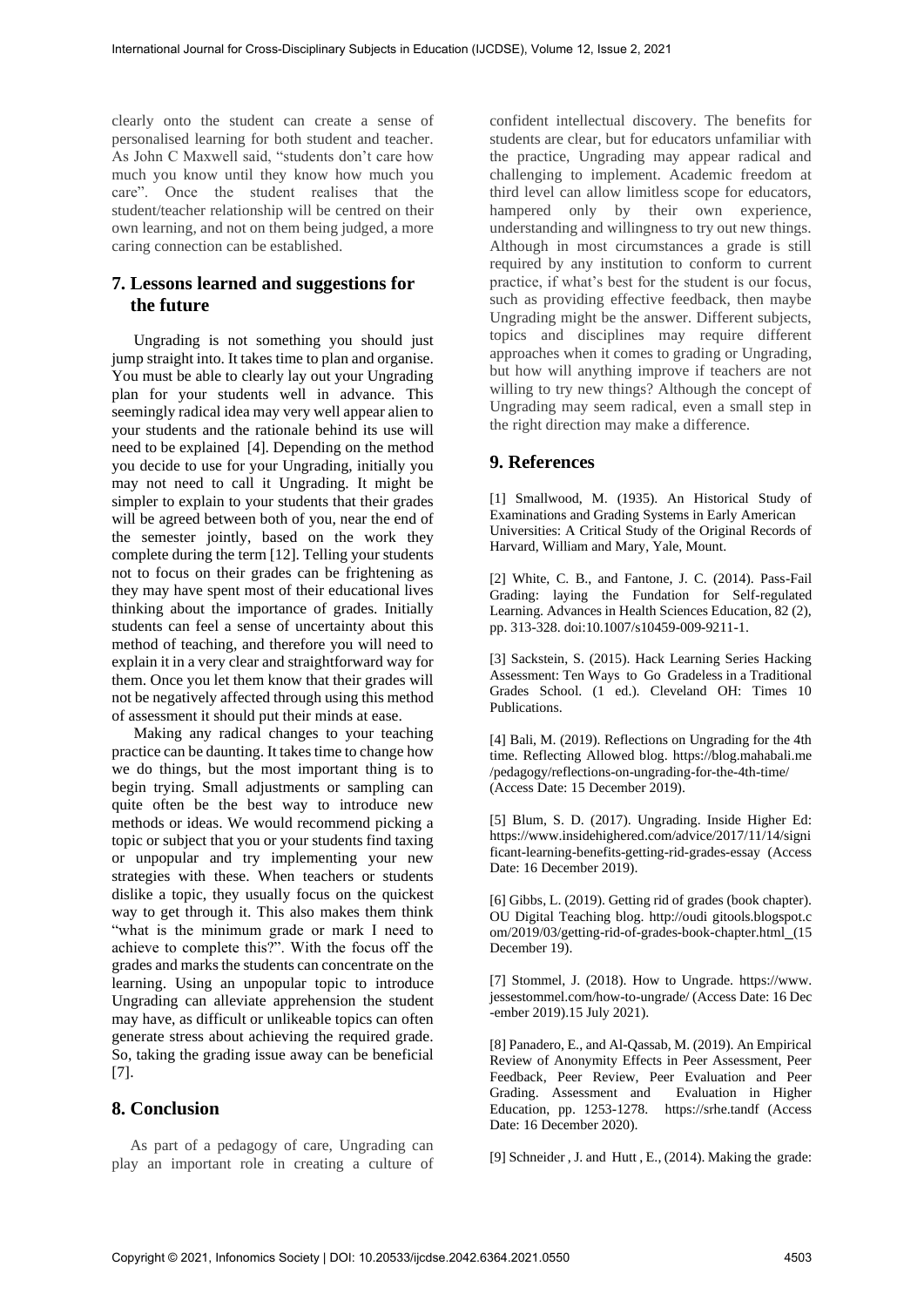clearly onto the student can create a sense of personalised learning for both student and teacher. As John C Maxwell said, "students don't care how much you know until they know how much you care". Once the student realises that the student/teacher relationship will be centred on their own learning, and not on them being judged, a more caring connection can be established.

## 7. Lessons learned and suggestions for the future

Ungrading is not something you should just jump straight into. It takes time to plan and organise. You must be able to clearly lay out your Ungrading plan for your students well in advance. This seemingly radical idea may very well appear alien to your students and the rationale behind its use will need to be explained [4]. Depending on the method you decide to use for your Ungrading, initially you may not need to call it Ungrading. It might be simpler to explain to your students that their grades will be agreed between both of you, near the end of the semester jointly, based on the work they complete during the term [12]. Telling your students not to focus on their grades can be frightening as they may have spent most of their educational lives thinking about the importance of grades. Initially students can feel a sense of uncertainty about this method of teaching, and therefore you will need to explain it in a very clear and straightforward way for them. Once you let them know that their grades will not be negatively affected through using this method of assessment it should put their minds at ease.

Making any radical changes to your teaching practice can be daunting. It takes time to change how we do things, but the most important thing is to begin trying. Small adjustments or sampling can quite often be the best way to introduce new methods or ideas. We would recommend picking a topic or subject that you or your students find taxing or unpopular and try implementing your new strategies with these. When teachers or students dislike a topic, they usually focus on the quickest way to get through it. This also makes them think "what is the minimum grade or mark I need to achieve to complete this?". With the focus off the grades and marks the students can concentrate on the learning. Using an unpopular topic to introduce Ungrading can alleviate apprehension the student may have, as difficult or unlikeable topics can often generate stress about achieving the required grade. So, taking the grading issue away can be beneficial [7].

## 8. Conclusion

As part of a pedagogy of care, Ungrading can play an important role in creating a culture of confident intellectual discovery. The benefits for students are clear, but for educators unfamiliar with the practice, Ungrading may appear radical and challenging to implement. Academic freedom at third level can allow limitless scope for educators, hampered only by their own experience, understanding and willingness to try out new things. Although in most circumstances a grade is still required by any institution to conform to current practice, if what's best for the student is our focus, such as providing effective feedback, then maybe Ungrading might be the answer. Different subjects, topics and disciplines may require different approaches when it comes to grading or Ungrading, but how will anything improve if teachers are not willing to try new things? Although the concept of Ungrading may seem radical, even a small step in the right direction may make a difference.

## 9. References

[1] Smallwood, M. (1935). An Historical Study of Examinations and Grading Systems in Early American Universities: A Critical Study of the Original Records of Harvard, William and Mary, Yale, Mount.

[2] White, C. B., and Fantone, J. C. (2014). Pass-Fail Grading: laying the Fundation for Self-regulated Learning. Advances in Health Sciences Education, 82 (2), pp. 313-328. doi:10.1007/s10459-009-9211-1.

[3] Sackstein, S. (2015). Hack Learning Series Hacking Assessment: Ten Ways to Go Gradeless in a Traditional Grades School. (1 ed.). Cleveland OH: Times 10 Publications.

[4] Bali, M. (2019). Reflections on Ungrading for the 4th time. Reflecting Allowed blog. https://blog.mahabali.me/pedagogy/reflections-on-ungrading-for-the-4th-time/ (Access Date: 15 December 2019).

[5] Blum, S. D. (2017). Ungrading. Inside Higher Ed: https://www.insidehighered.com/advice/2017/11/14/significant-learning-benefits-getting-rid-grades-essay (Access Date: 16 December 2019).

[6] Gibbs, L. (2019). Getting rid of grades (book chapter). OU Digital Teaching blog. http://oudi gitools.blogspot.com/2019/03/getting-rid-of-grades-book-chapter.html_(15 December 19).

[7] Stommel, J. (2018). How to Ungrade. https://www.jessestommel.com/how-to-ungrade/ (Access Date: 16 Dec -ember 2019).15 July 2021).

[8] Panadero, E., and Al-Qassab, M. (2019). An Empirical Review of Anonymity Effects in Peer Assessment, Peer Feedback, Peer Review, Peer Evaluation and Peer Grading. Assessment and Evaluation in Higher Education, pp. 1253-1278. https://srhe.tandf (Access Date: 16 December 2020).

[9] Schneider , J. and Hutt , E., (2014). Making the grade: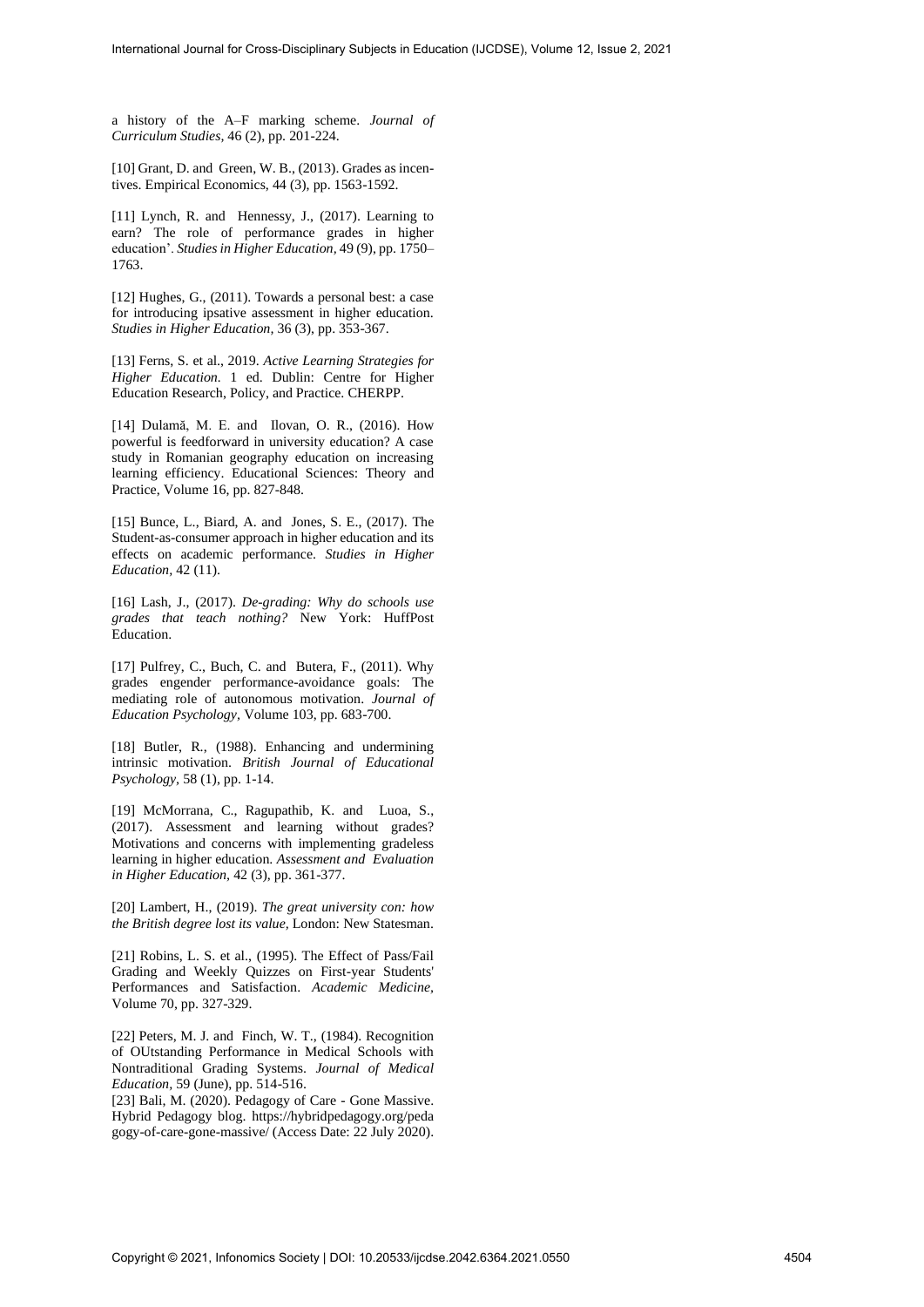a history of the A–F marking scheme. *Journal of Curriculum Studies*, 46 (2), pp. 201-224.

[10] Grant, D. and Green, W. B., (2013). Grades as incentives. Empirical Economics, 44 (3), pp. 1563-1592.

[11] Lynch, R. and Hennessy, J., (2017). Learning to earn? The role of performance grades in higher education'. *Studies in Higher Education*, 49 (9), pp. 1750–1763.

[12] Hughes, G., (2011). Towards a personal best: a case for introducing ipsative assessment in higher education. *Studies in Higher Education*, 36 (3), pp. 353-367.

[13] Ferns, S. et al., 2019. *Active Learning Strategies for Higher Education.* 1 ed. Dublin: Centre for Higher Education Research, Policy, and Practice. CHERPP.

[14] Dulamă, M. E. and Ilovan, O. R., (2016). How powerful is feedforward in university education? A case study in Romanian geography education on increasing learning efficiency. Educational Sciences: Theory and Practice, Volume 16, pp. 827-848.

[15] Bunce, L., Biard, A. and Jones, S. E., (2017). The Student-as-consumer approach in higher education and its effects on academic performance. *Studies in Higher Education*, 42 (11).

[16] Lash, J., (2017). *De-grading: Why do schools use grades that teach nothing?* New York: HuffPost Education.

[17] Pulfrey, C., Buch, C. and Butera, F., (2011). Why grades engender performance-avoidance goals: The mediating role of autonomous motivation. *Journal of Education Psychology*, Volume 103, pp. 683-700.

[18] Butler, R., (1988). Enhancing and undermining intrinsic motivation. *British Journal of Educational Psychology*, 58 (1), pp. 1-14.

[19] McMorrana, C., Ragupathib, K. and Luoa, S., (2017). Assessment and learning without grades? Motivations and concerns with implementing gradeless learning in higher education. *Assessment and Evaluation in Higher Education*, 42 (3), pp. 361-377.

[20] Lambert, H., (2019). *The great university con: how the British degree lost its value,* London: New Statesman.

[21] Robins, L. S. et al., (1995). The Effect of Pass/Fail Grading and Weekly Quizzes on First-year Students' Performances and Satisfaction. *Academic Medicine,* Volume 70, pp. 327-329.

[22] Peters, M. J. and Finch, W. T., (1984). Recognition of OUtstanding Performance in Medical Schools with Nontraditional Grading Systems. *Journal of Medical Education*, 59 (June), pp. 514-516.

[23] Bali, M. (2020). Pedagogy of Care - Gone Massive. Hybrid Pedagogy blog. https://hybridpedagogy.org/pedagogy-of-care-gone-massive/ (Access Date: 22 July 2020).